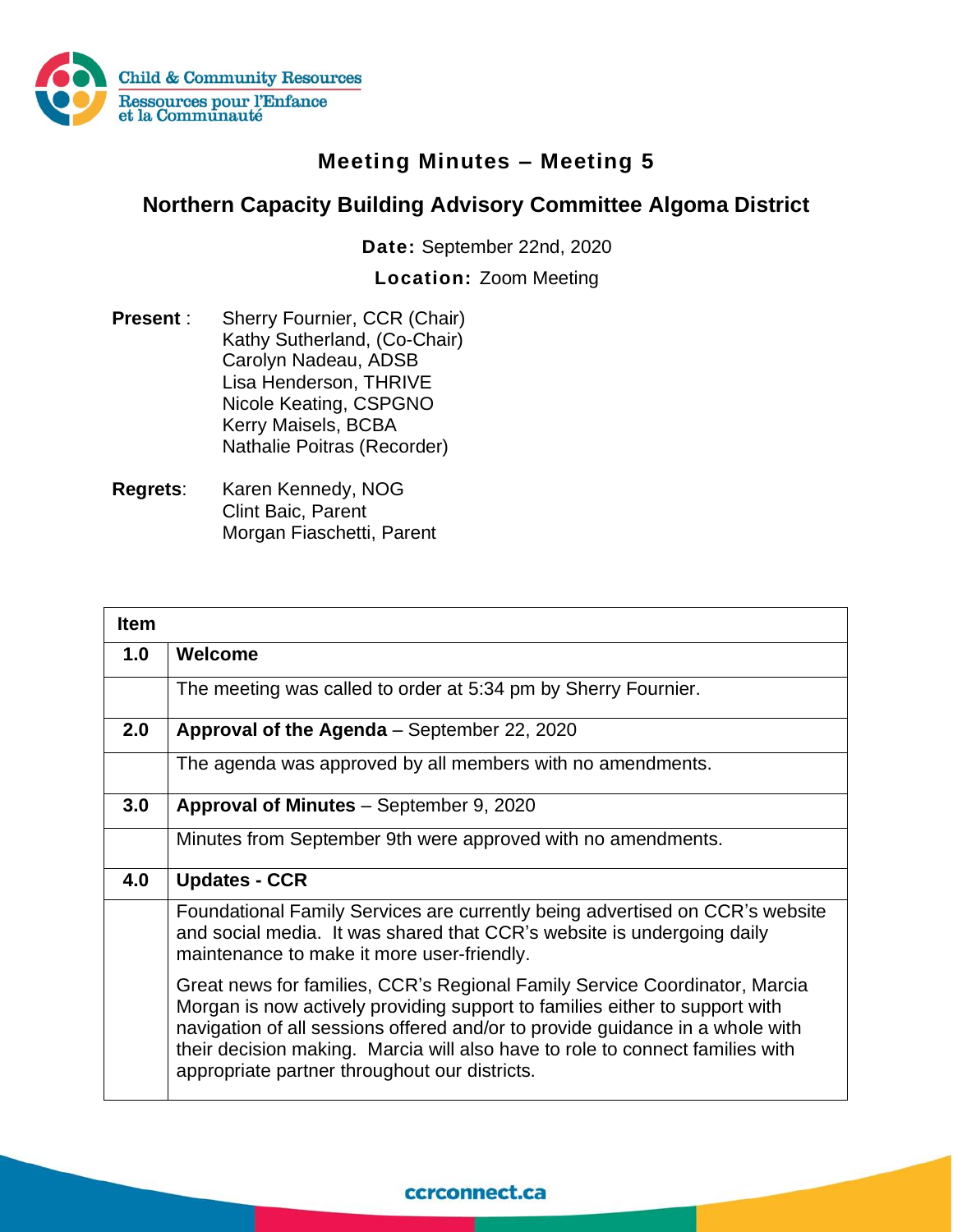Child & Community Resources
Ressources pour l'Enfance et la Communauté

# Meeting Minutes – Meeting 5

## Northern Capacity Building Advisory Committee Algoma District

**Date:** September 22nd, 2020

**Location:** Zoom Meeting

**Present** : Sherry Fournier, CCR (Chair)
Kathy Sutherland, (Co-Chair)
Carolyn Nadeau, ADSB
Lisa Henderson, THRIVE
Nicole Keating, CSPGNO
Kerry Maisels, BCBA
Nathalie Poitras (Recorder)

**Regrets**: Karen Kennedy, NOG
Clint Baic, Parent
Morgan Fiaschetti, Parent

| Item | |
|---|---|
| **1.0** | **Welcome** |
| | The meeting was called to order at 5:34 pm by Sherry Fournier. |
| **2.0** | **Approval of the Agenda** – September 22, 2020 |
| | The agenda was approved by all members with no amendments. |
| **3.0** | **Approval of Minutes** – September 9, 2020 |
| | Minutes from September 9th were approved with no amendments. |
| **4.0** | **Updates - CCR** |
| | Foundational Family Services are currently being advertised on CCR's website and social media. It was shared that CCR's website is undergoing daily maintenance to make it more user-friendly. Great news for families, CCR's Regional Family Service Coordinator, Marcia Morgan is now actively providing support to families either to support with navigation of all sessions offered and/or to provide guidance in a whole with their decision making. Marcia will also have to role to connect families with appropriate partner throughout our districts. |

ccrconnect.ca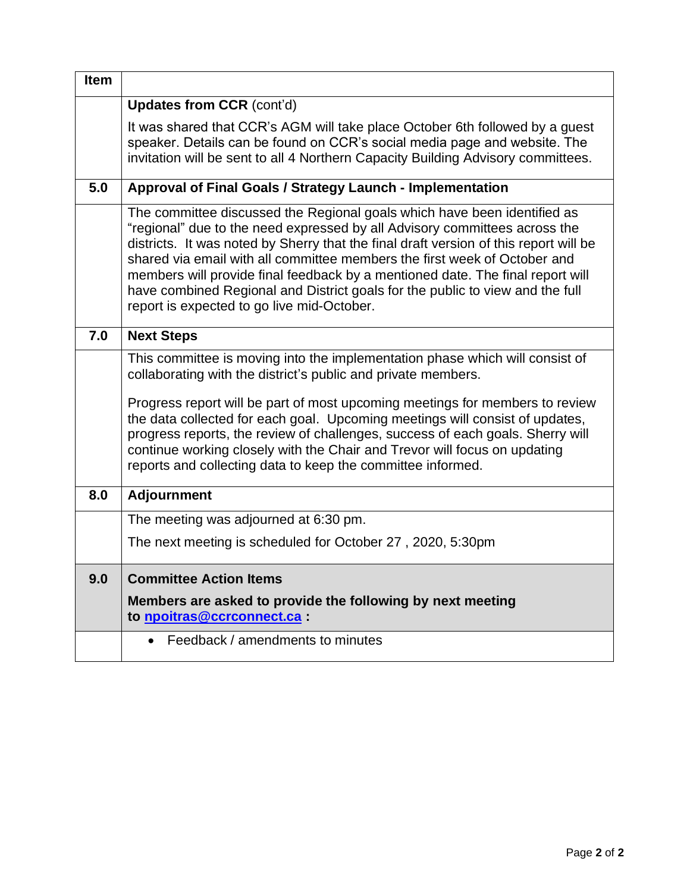| Item | |
|---|---|
| | **Updates from CCR** (cont'd)<br><br>It was shared that CCR's AGM will take place October 6th followed by a guest speaker. Details can be found on CCR's social media page and website. The invitation will be sent to all 4 Northern Capacity Building Advisory committees. |
| **5.0** | **Approval of Final Goals / Strategy Launch - Implementation** |
| | The committee discussed the Regional goals which have been identified as "regional" due to the need expressed by all Advisory committees across the districts. It was noted by Sherry that the final draft version of this report will be shared via email with all committee members the first week of October and members will provide final feedback by a mentioned date. The final report will have combined Regional and District goals for the public to view and the full report is expected to go live mid-October. |
| **7.0** | **Next Steps** |
| | This committee is moving into the implementation phase which will consist of collaborating with the district's public and private members.<br><br>Progress report will be part of most upcoming meetings for members to review the data collected for each goal. Upcoming meetings will consist of updates, progress reports, the review of challenges, success of each goals. Sherry will continue working closely with the Chair and Trevor will focus on updating reports and collecting data to keep the committee informed. |
| **8.0** | **Adjournment** |
| | The meeting was adjourned at 6:30 pm.<br><br>The next meeting is scheduled for October 27 , 2020, 5:30pm |
| **9.0** | **Committee Action Items**<br><br>**Members are asked to provide the following by next meeting to npoitras@ccrconnect.ca :** |
| | • Feedback / amendments to minutes |